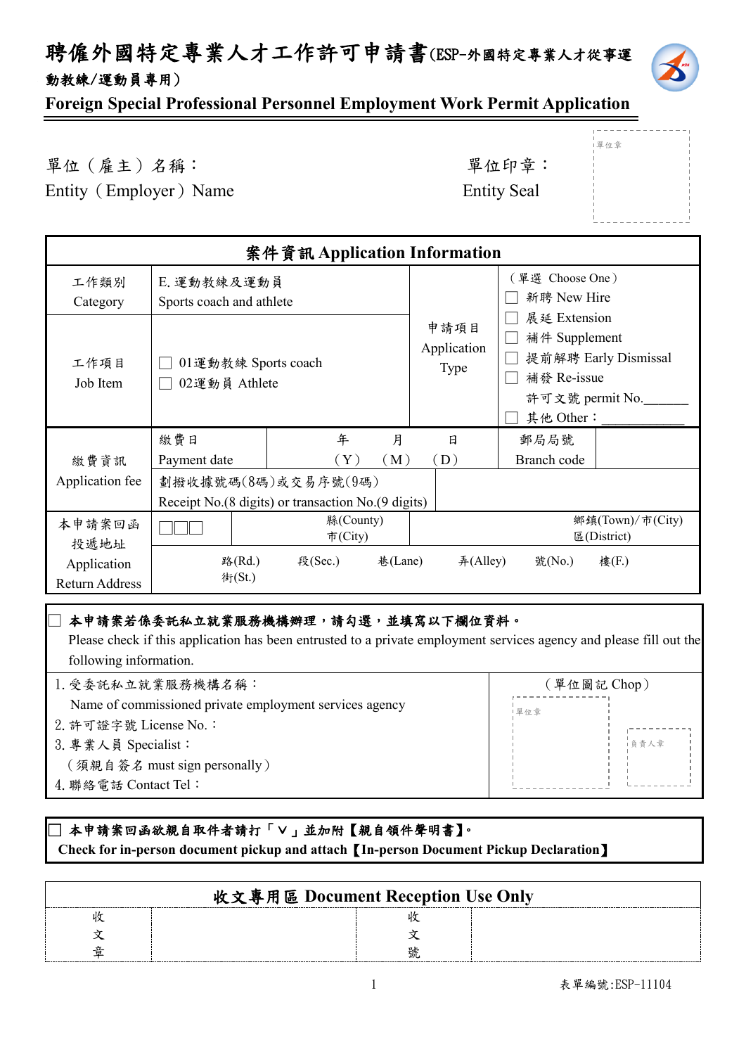# 聘僱外國特定專業人才工作許可申請書(ESP-外國特定專業人才從事運動教練/運動員專用)

## Foreign Special Professional Personnel Employment Work Permit Application

單位（雇主）名稱：
Entity（Employer）Name

單位印章：
Entity Seal

單位章

| 案件資訊 Application Information | | | | | |
|---|---|---|---|---|---|
| 工作類別 Category | E. 運動教練及運動員 Sports coach and athlete | | 申請項目 Application Type | （單選 Choose One）<br>☐ 新聘 New Hire<br>☐ 展延 Extension<br>☐ 補件 Supplement<br>☐ 提前解聘 Early Dismissal<br>☐ 補發 Re-issue<br>許可文號 permit No.______<br>☐ 其他 Other：____________ | |
| 工作項目 Job Item | ☐ 01運動教練 Sports coach<br>☐ 02運動員 Athlete | | | | |
| 繳費資訊 Application fee | 繳費日 Payment date | 年（Y） 月（M） 日（D） | | 郵局局號 Branch code | |
| | 劃撥收據號碼(8碼)或交易序號(9碼) Receipt No.(8 digits) or transaction No.(9 digits) | | | | |
| 本申請案回函投遞地址 Application Return Address | ☐☐☐ | 縣(County) 市(City) | | 鄉鎮(Town)/市(City) 區(District) | |
| | 路(Rd.) 街(St.) 段(Sec.) 巷(Lane) 弄(Alley) 號(No.) 樓(F.) | | | | |

☐ **本申請案若係委託私立就業服務機構辦理，請勾選，並填寫以下欄位資料。**
Please check if this application has been entrusted to a private employment services agency and please fill out the following information.

| | （單位圖記 Chop） |
|---|---|
| 1. 受委託私立就業服務機構名稱：<br>Name of commissioned private employment services agency<br>2. 許可證字號 License No.：<br>3. 專業人員 Specialist：<br>（須親自簽名 must sign personally）<br>4. 聯絡電話 Contact Tel： | 單位章 負責人章 |

☐ **本申請案回函欲親自取件者請打「V」並加附【親自領件聲明書】。**
**Check for in-person pickup and attach【In-person Document Pickup Declaration】**

| 收文專用區 Document Reception Use Only | | | |
|---|---|---|---|
| 收文章 | | 收文號 | |

表單編號:ESP-11104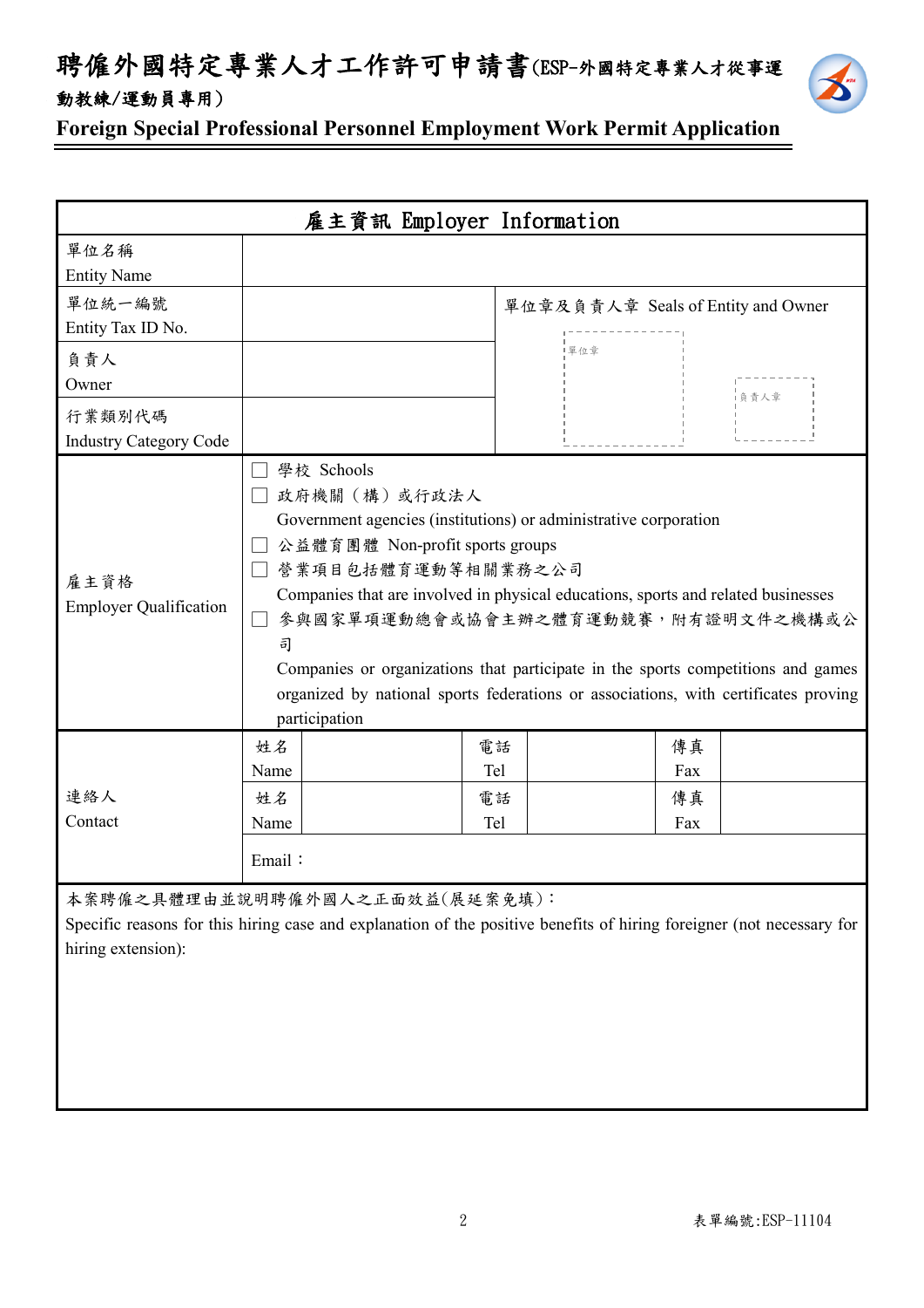# 聘僱外國特定專業人才工作許可申請書(ESP-外國特定專業人才從事運動教練/運動員專用)

## Foreign Special Professional Personnel Employment Work Permit Application

| 雇主資訊 Employer Information | | | | | | |
|---|---|---|---|---|---|---|
| 單位名稱<br>Entity Name | | | | | | |
| 單位統一編號<br>Entity Tax ID No. | | | 單位章及負責人章 Seals of Entity and Owner<br>單位章 負責人章 | | | |
| 負責人<br>Owner | | | | | | |
| 行業類別代碼<br>Industry Category Code | | | | | | |
| 雇主資格<br>Employer Qualification | ☐ 學校 Schools<br>☐ 政府機關（構）或行政法人<br>Government agencies (institutions) or administrative corporation<br>☐ 公益體育團體 Non-profit sports groups<br>☐ 營業項目包括體育運動等相關業務之公司<br>Companies that are involved in physical educations, sports and related businesses<br>☐ 參與國家單項運動總會或協會主辦之體育運動競賽，附有證明文件之機構或公司<br>Companies or organizations that participate in the sports competitions and games organized by national sports federations or associations, with certificates proving participation | | | | | |
| 連絡人<br>Contact | 姓名<br>Name | | 電話<br>Tel | | 傳真<br>Fax | |
| | 姓名<br>Name | | 電話<br>Tel | | 傳真<br>Fax | |
| | Email： | | | | | |

本案聘僱之具體理由並說明聘僱外國人之正面效益(展延案免填)：
Specific reasons for this hiring case and explanation of the positive benefits of hiring foreigner (not necessary for hiring extension):

表單編號:ESP-11104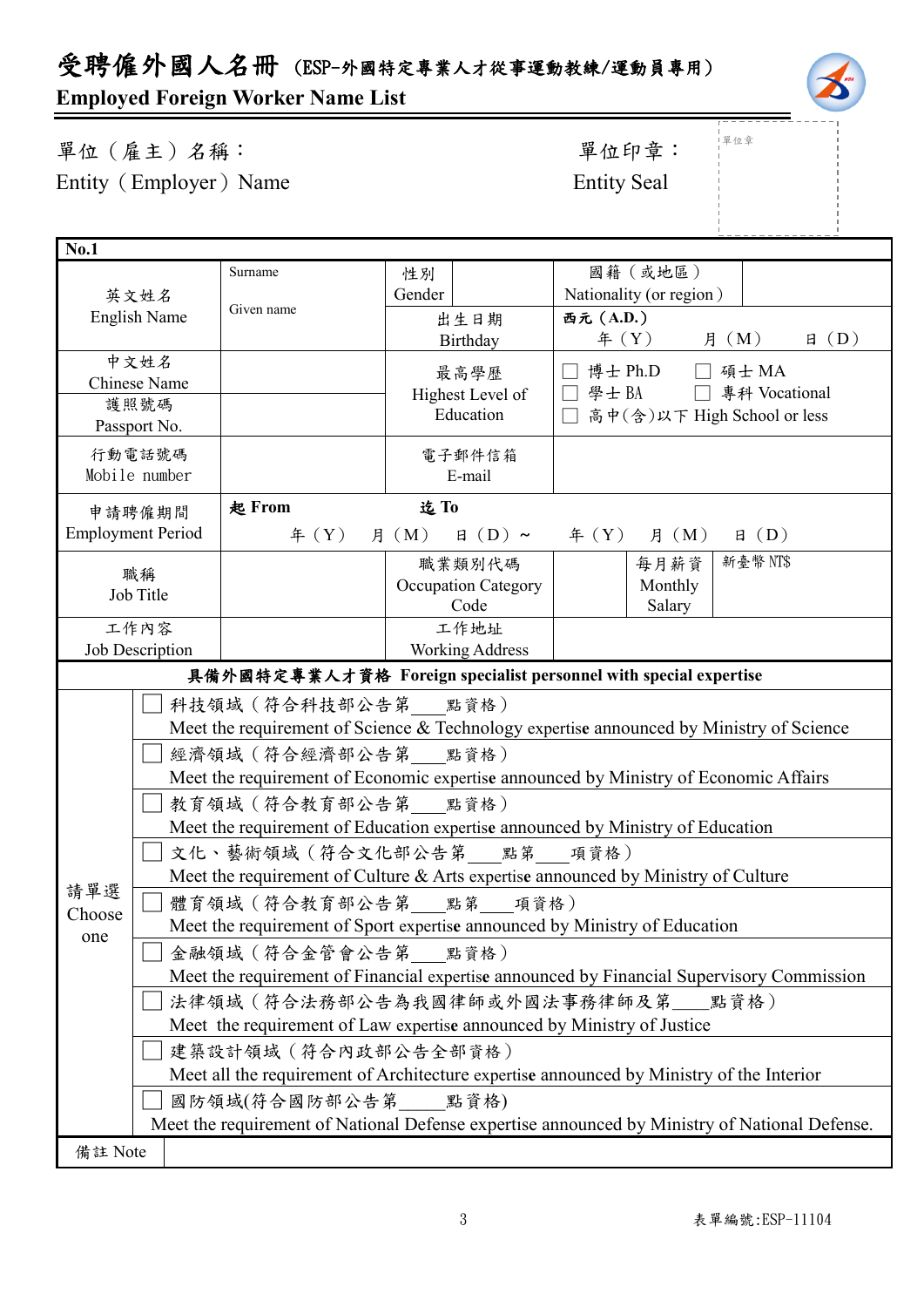# 受聘僱外國人名冊（ESP-外國特定專業人才從事運動教練/運動員專用）

**Employed Foreign Worker Name List**

單位（雇主）名稱：
Entity（Employer）Name

單位印章：
Entity Seal

單位章

| **No.1** | | | | | |
|---|---|---|---|---|---|
| 英文姓名<br>English Name | Surname<br><br>Given name | 性別<br>Gender | | 國籍（或地區）<br>Nationality (or region) | |
| | | 出生日期<br>Birthday | **西元 (A.D.)**<br>年（Y） 月（M） 日（D） | | |
| 中文姓名<br>Chinese Name | | 最高學歷<br>Highest Level of Education | ☐ 博士 Ph.D ☐ 碩士 MA<br>☐ 學士 BA ☐ 專科 Vocational<br>☐ 高中(含)以下 High School or less | | |
| 護照號碼<br>Passport No. | | | | | |
| 行動電話號碼<br>Mobile number | | 電子郵件信箱<br>E-mail | | | |
| 申請聘僱期間<br>Employment Period | **起 From** 年（Y） 月（M） 日（D）～ | **迄 To** 年（Y） 月（M） 日（D） | | | |
| 職稱<br>Job Title | | 職業類別代碼<br>Occupation Category Code | | 每月薪資<br>Monthly Salary | 新臺幣 NT$ |
| 工作內容<br>Job Description | | 工作地址<br>Working Address | | | |

**具備外國特定專業人才資格 Foreign specialist personnel with special expertise**

| 請單選<br>Choose one | |
|---|---|
| | ☐ 科技領域（符合科技部公告第\_\_\_\_點資格）<br>Meet the requirement of Science & Technology expertise announced by Ministry of Science |
| | ☐ 經濟領域（符合經濟部公告第\_\_\_\_點資格）<br>Meet the requirement of Economic expertise announced by Ministry of Economic Affairs |
| | ☐ 教育領域（符合教育部公告第\_\_\_\_點資格）<br>Meet the requirement of Education expertise announced by Ministry of Education |
| | ☐ 文化、藝術領域（符合文化部公告第\_\_\_\_點第\_\_\_\_項資格）<br>Meet the requirement of Culture & Arts expertise announced by Ministry of Culture |
| | ☐ 體育領域（符合教育部公告第\_\_\_\_點第\_\_\_\_項資格）<br>Meet the requirement of Sport expertise announced by Ministry of Education |
| | ☐ 金融領域（符合金管會公告第\_\_\_\_點資格）<br>Meet the requirement of Financial expertise announced by Financial Supervisory Commission |
| | ☐ 法律領域（符合法務部公告為我國律師或外國法事務律師及第\_\_\_\_點資格）<br>Meet the requirement of Law expertise announced by Ministry of Justice |
| | ☐ 建築設計領域（符合內政部公告全部資格）<br>Meet all the requirement of Architecture expertise announced by Ministry of the Interior |
| | ☐ 國防領域(符合國防部公告第\_\_\_\_點資格)<br>Meet the requirement of National Defense expertise announced by Ministry of National Defense. |
| 備註 Note | |

表單編號:ESP-11104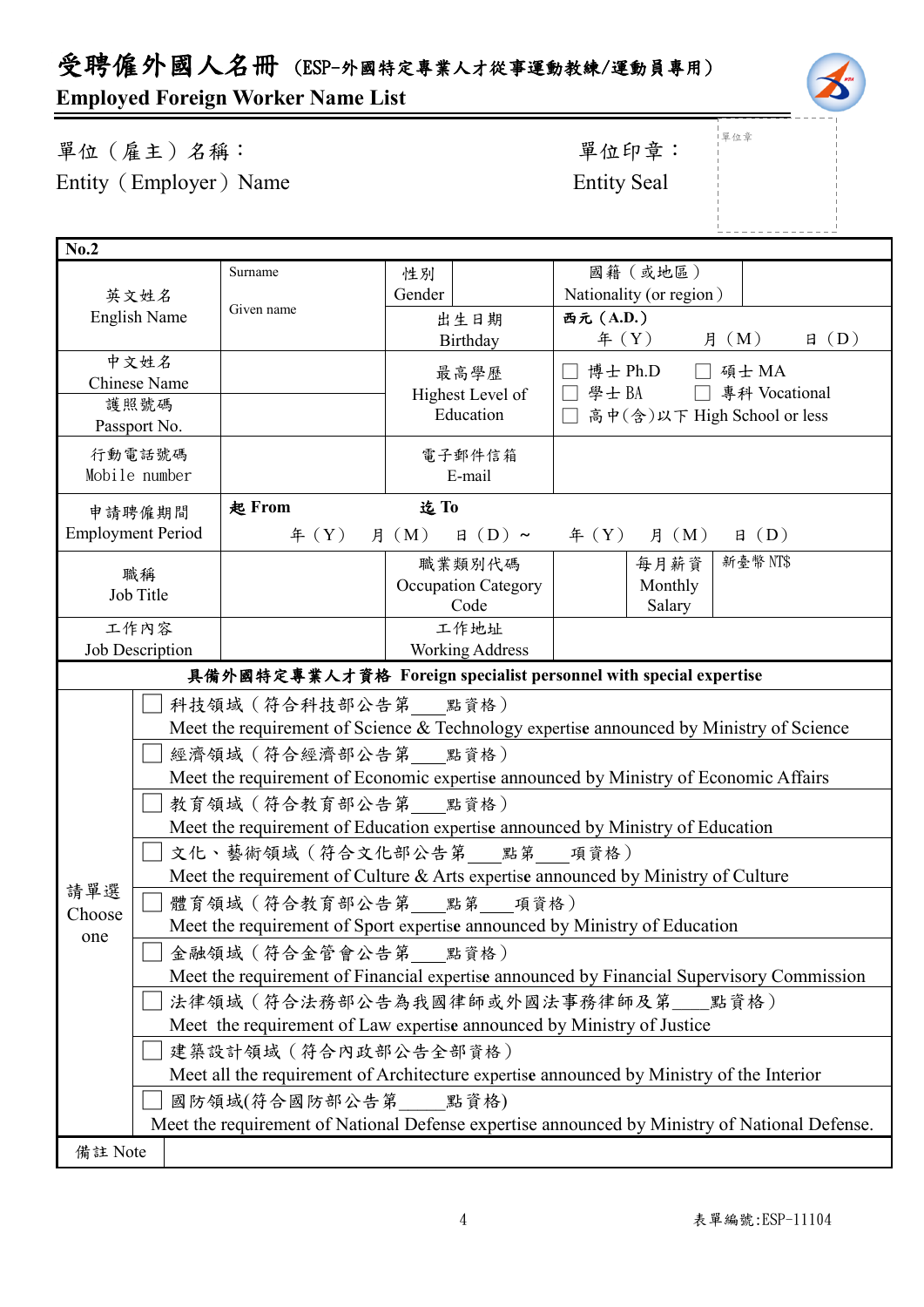# 受聘僱外國人名冊（ESP-外國特定專業人才從事運動教練/運動員專用）

**Employed Foreign Worker Name List**

單位（雇主）名稱：
Entity（Employer）Name

單位印章：
Entity Seal

單位章

| **No.2** | | | | | |
|---|---|---|---|---|---|
| 英文姓名<br>English Name | Surname<br><br>Given name | 性別<br>Gender | | 國籍（或地區）<br>Nationality (or region) | |
| | | 出生日期<br>Birthday | **西元（A.D.）**<br>年（Y） 月（M） 日（D） | | |
| 中文姓名<br>Chinese Name | | 最高學歷<br>Highest Level of Education | ☐ 博士 Ph.D ☐ 碩士 MA<br>☐ 學士 BA ☐ 專科 Vocational<br>☐ 高中(含)以下 High School or less | | |
| 護照號碼<br>Passport No. | | | | | |
| 行動電話號碼<br>Mobile number | | 電子郵件信箱<br>E-mail | | | |
| 申請聘僱期間<br>Employment Period | **起 From** 年（Y） 月（M） 日（D）~ | **迄 To** 年（Y） 月（M） 日（D） | | | |
| 職稱<br>Job Title | | 職業類別代碼<br>Occupation Category Code | | 每月薪資<br>Monthly Salary | 新臺幣 NT$ |
| 工作內容<br>Job Description | | 工作地址<br>Working Address | | | |

**具備外國特定專業人才資格 Foreign specialist personnel with special expertise**

| 請單選<br>Choose one | |
|---|---|
| | ☐ 科技領域（符合科技部公告第____點資格）<br>Meet the requirement of Science & Technology expertise announced by Ministry of Science |
| | ☐ 經濟領域（符合經濟部公告第____點資格）<br>Meet the requirement of Economic expertise announced by Ministry of Economic Affairs |
| | ☐ 教育領域（符合教育部公告第____點資格）<br>Meet the requirement of Education expertise announced by Ministry of Education |
| | ☐ 文化、藝術領域（符合文化部公告第____點第____項資格）<br>Meet the requirement of Culture & Arts expertise announced by Ministry of Culture |
| | ☐ 體育領域（符合教育部公告第____點第____項資格）<br>Meet the requirement of Sport expertise announced by Ministry of Education |
| | ☐ 金融領域（符合金管會公告第____點資格）<br>Meet the requirement of Financial expertise announced by Financial Supervisory Commission |
| | ☐ 法律領域（符合法務部公告為我國律師或外國法事務律師及第____點資格）<br>Meet the requirement of Law expertise announced by Ministry of Justice |
| | ☐ 建築設計領域（符合內政部公告全部資格）<br>Meet all the requirement of Architecture expertise announced by Ministry of the Interior |
| | ☐ 國防領域(符合國防部公告第_____點資格)<br>Meet the requirement of National Defense expertise announced by Ministry of National Defense. |
| 備註 Note | |

表單編號:ESP-11104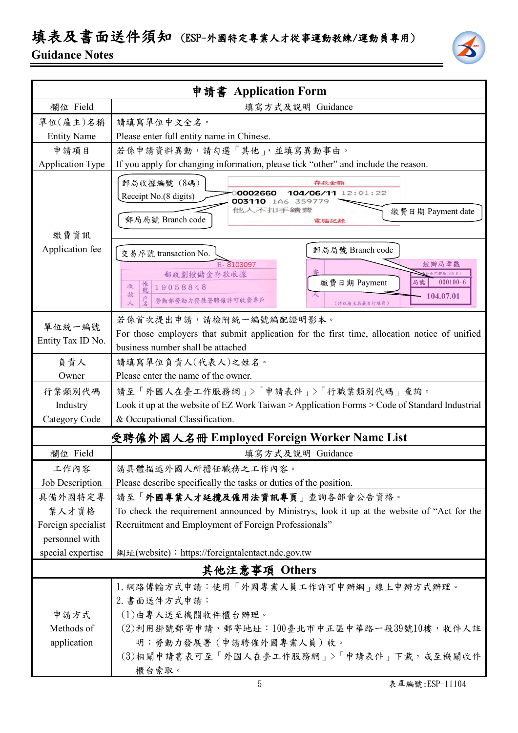# 填表及書面送件須知（ESP-外國特定專業人才從事運動教練/運動員專用）
## Guidance Notes

| 申請書 Application Form | |
|---|---|
| 欄位 Field | 填寫方式及說明 Guidance |
| 單位(雇主)名稱<br>Entity Name | 請填寫單位中文全名。<br>Please enter full entity name in Chinese. |
| 申請項目<br>Application Type | 若係申請資料異動，請勾選「其他」，並填寫異動事由。<br>If you apply for changing information, please tick “other” and include the reason. |
| 繳費資訊<br>Application fee | 郵局收據編號（8碼） Receipt No.(8 digits)<br>郵局局號 Branch code<br>繳費日期 Payment date<br>存款金額 00002660 104/06/11 12:01:22 003110 1A6 359779 他人不扣手續費 電腦記錄<br><br>交易序號 transaction No.<br>郵局局號 Branch code<br>繳費日期 Payment<br>E- 8103097 郵政劃撥儲金存款收據 收款人 帳號 19058848 戶名 勞動部勞動力發展署聘僱許可收費專戶<br>經辦局章戳 局號 000100-6 104.07.01 |
| 單位統一編號<br>Entity Tax ID No. | 若係首次提出申請，請檢附統一編號編配證明影本。<br>For those employers that submit application for the first time, allocation notice of unified business number shall be attached |
| 負責人<br>Owner | 請填寫單位負責人(代表人)之姓名。<br>Please enter the name of the owner. |
| 行業類別代碼<br>Industry Category Code | 請至「外國人在臺工作服務網」>「申請表件」>「行職業類別代碼」查詢。<br>Look it up at the website of EZ Work Taiwan > Application Forms > Code of Standard Industrial & Occupational Classification. |

| 受聘僱外國人名冊 Employed Foreign Worker Name List | |
|---|---|
| 欄位 Field | 填寫方式及說明 Guidance |
| 工作內容<br>Job Description | 請具體描述外國人所擔任職務之工作內容。<br>Please describe specifically the tasks or duties of the position. |
| 具備外國特定專業人才資格<br>Foreign specialist personnel with special expertise | 請至「**外國專業人才延攬及僱用法資訊專頁**」查詢各部會公告資格。<br>To check the requirement announced by Ministrys, look it up at the website of “Act for the Recruitment and Employment of Foreign Professionals”<br><br>網址(website)：https://foreigntalentact.ndc.gov.tw |

| 其他注意事項 Others | |
|---|---|
| 申請方式<br>Methods of application | 1. 網路傳輸方式申請：使用「外國專業人員工作許可申辦網」線上申辦方式辦理。<br>2. 書面送件方式申請：<br>(1)由專人送至機關收件櫃台辦理。<br>(2)利用掛號郵寄申請，郵寄地址：100臺北市中正區中華路一段39號10樓，收件人註明：勞動力發展署（申請聘僱外國專業人員）收。<br>(3)相關申請書表可至「外國人在臺工作服務網」>「申請表件」下載，或至機關收件櫃台索取。 |

表單編號:ESP-11104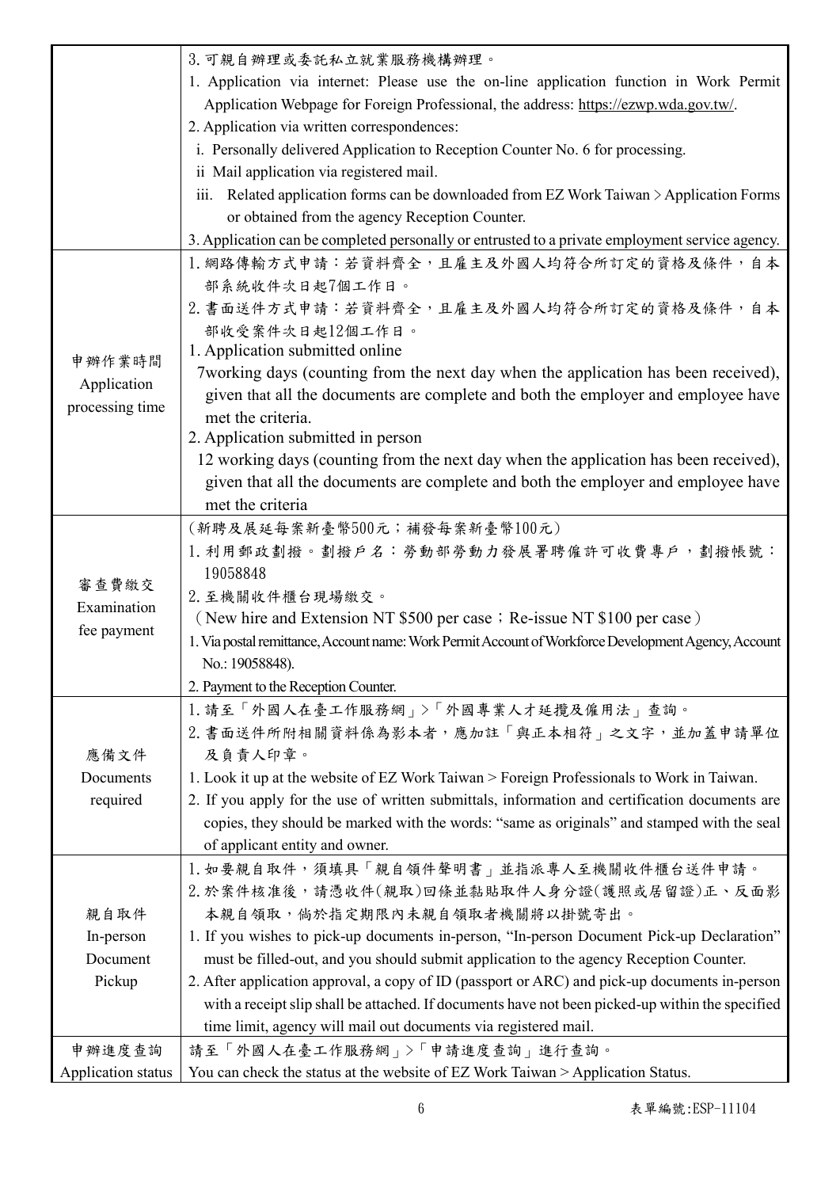| | |
|---|---|
| | 3.可親自辦理或委託私立就業服務機構辦理。<br>1. Application via internet: Please use the on-line application function in Work Permit Application Webpage for Foreign Professional, the address: https://ezwp.wda.gov.tw/.<br>2. Application via written correspondences:<br>i. Personally delivered Application to Reception Counter No. 6 for processing.<br>ii Mail application via registered mail.<br>iii. Related application forms can be downloaded from EZ Work Taiwan > Application Forms or obtained from the agency Reception Counter.<br>3. Application can be completed personally or entrusted to a private employment service agency. |
| 申辦作業時間<br>Application processing time | 1.網路傳輸方式申請：若資料齊全，且雇主及外國人均符合所訂定的資格及條件，自本部系統收件次日起7個工作日。<br>2.書面送件方式申請：若資料齊全，且雇主及外國人均符合所訂定的資格及條件，自本部收受案件次日起12個工作日。<br>1. Application submitted online<br>7working days (counting from the next day when the application has been received), given that all the documents are complete and both the employer and employee have met the criteria.<br>2. Application submitted in person<br>12 working days (counting from the next day when the application has been received), given that all the documents are complete and both the employer and employee have met the criteria |
| 審查費繳交<br>Examination fee payment | (新聘及展延每案新臺幣500元；補發每案新臺幣100元)<br>1.利用郵政劃撥。劃撥戶名：勞動部勞動力發展署聘僱許可收費專戶，劃撥帳號：19058848<br>2.至機關收件櫃台現場繳交。<br>(New hire and Extension NT $500 per case；Re-issue NT $100 per case)<br>1. Via postal remittance, Account name: Work Permit Account of Workforce Development Agency, Account No.: 19058848).<br>2. Payment to the Reception Counter. |
| 應備文件<br>Documents required | 1.請至「外國人在臺工作服務網」>「外國專業人才延攬及僱用法」查詢。<br>2.書面送件所附相關資料係為影本者，應加註「與正本相符」之文字，並加蓋申請單位及負責人印章。<br>1. Look it up at the website of EZ Work Taiwan > Foreign Professionals to Work in Taiwan.<br>2. If you apply for the use of written submittals, information and certification documents are copies, they should be marked with the words: "same as originals" and stamped with the seal of applicant entity and owner. |
| 親自取件<br>In-person Document Pickup | 1.如要親自取件，須填具「親自領件聲明書」並指派專人至機關收件櫃台送件申請。<br>2.於案件核准後，請憑收件(親取)回條並黏貼取件人身分證(護照或居留證)正、反面影本親自領取，倘於指定期限內未親自領取者機關將以掛號寄出。<br>1. If you wishes to pick-up documents in-person, "In-person Document Pick-up Declaration" must be filled-out, and you should submit application to the agency Reception Counter.<br>2. After application approval, a copy of ID (passport or ARC) and pick-up documents in-person with a receipt slip shall be attached. If documents have not been picked-up within the specified time limit, agency will mail out documents via registered mail. |
| 申辦進度查詢<br>Application status | 請至「外國人在臺工作服務網」>「申請進度查詢」進行查詢。<br>You can check the status at the website of EZ Work Taiwan > Application Status. |

表單編號:ESP-11104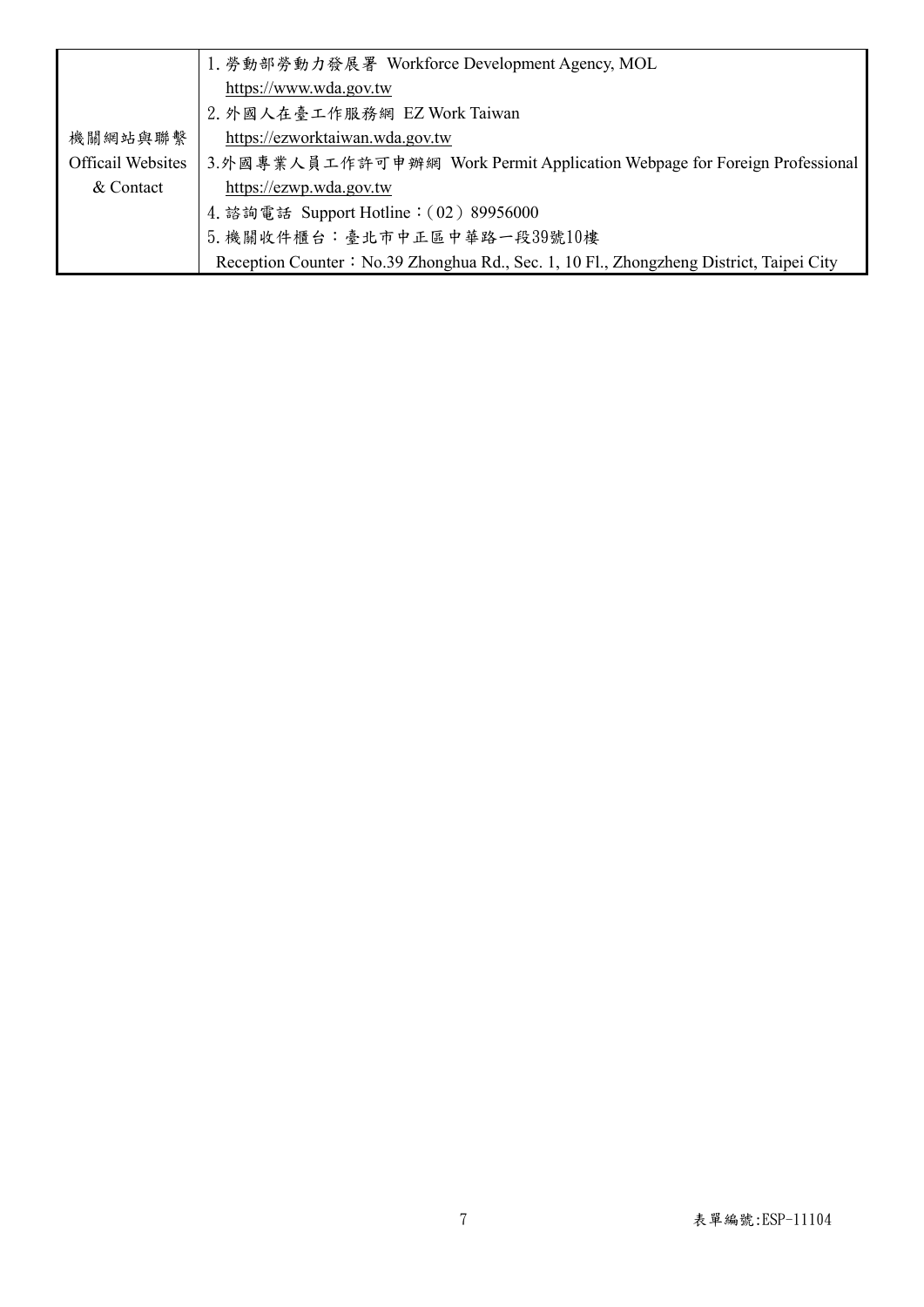| | |
|---|---|
| 機關網站與聯繫<br>Officail Websites<br>& Contact | 1.勞動部勞動力發展署 Workforce Development Agency, MOL<br>https://www.wda.gov.tw<br>2.外國人在臺工作服務網 EZ Work Taiwan<br>https://ezworktaiwan.wda.gov.tw<br>3.外國專業人員工作許可申辦網 Work Permit Application Webpage for Foreign Professional<br>https://ezwp.wda.gov.tw<br>4.諮詢電話 Support Hotline：(02) 89956000<br>5.機關收件櫃台：臺北市中正區中華路一段39號10樓<br>Reception Counter：No.39 Zhonghua Rd., Sec. 1, 10 Fl., Zhongzheng District, Taipei City |

表單編號:ESP-11104